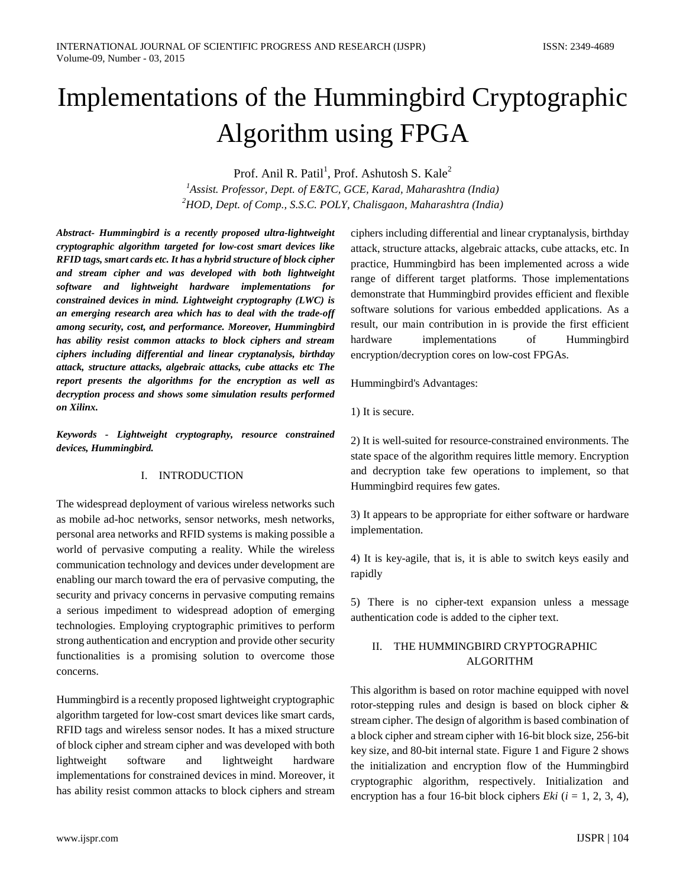# Implementations of the Hummingbird Cryptographic Algorithm using FPGA

Prof. Anil R. Patil[1], Prof. Ashutosh S. Kale[2]

[1]*Assist. Professor, Dept. of E&TC, GCE, Karad, Maharashtra (India)*
[2]*HOD, Dept. of Comp., S.S.C. POLY, Chalisgaon, Maharashtra (India)*

***Abstract- Hummingbird is a recently proposed ultra-lightweight cryptographic algorithm targeted for low-cost smart devices like RFID tags, smart cards etc. It has a hybrid structure of block cipher and stream cipher and was developed with both lightweight software and lightweight hardware implementations for constrained devices in mind. Lightweight cryptography (LWC) is an emerging research area which has to deal with the trade-off among security, cost, and performance. Moreover, Hummingbird has ability resist common attacks to block ciphers and stream ciphers including differential and linear cryptanalysis, birthday attack, structure attacks, algebraic attacks, cube attacks etc The report presents the algorithms for the encryption as well as decryption process and shows some simulation results performed on Xilinx.***

***Keywords - Lightweight cryptography, resource constrained devices, Hummingbird.***

## I. INTRODUCTION

The widespread deployment of various wireless networks such as mobile ad-hoc networks, sensor networks, mesh networks, personal area networks and RFID systems is making possible a world of pervasive computing a reality. While the wireless communication technology and devices under development are enabling our march toward the era of pervasive computing, the security and privacy concerns in pervasive computing remains a serious impediment to widespread adoption of emerging technologies. Employing cryptographic primitives to perform strong authentication and encryption and provide other security functionalities is a promising solution to overcome those concerns.

Hummingbird is a recently proposed lightweight cryptographic algorithm targeted for low-cost smart devices like smart cards, RFID tags and wireless sensor nodes. It has a mixed structure of block cipher and stream cipher and was developed with both lightweight software and lightweight hardware implementations for constrained devices in mind. Moreover, it has ability resist common attacks to block ciphers and stream ciphers including differential and linear cryptanalysis, birthday attack, structure attacks, algebraic attacks, cube attacks, etc. In practice, Hummingbird has been implemented across a wide range of different target platforms. Those implementations demonstrate that Hummingbird provides efficient and flexible software solutions for various embedded applications. As a result, our main contribution in is provide the first efficient hardware implementations of Hummingbird encryption/decryption cores on low-cost FPGAs.

Hummingbird's Advantages:

1) It is secure.

2) It is well-suited for resource-constrained environments. The state space of the algorithm requires little memory. Encryption and decryption take few operations to implement, so that Hummingbird requires few gates.

3) It appears to be appropriate for either software or hardware implementation.

4) It is key-agile, that is, it is able to switch keys easily and rapidly

5) There is no cipher-text expansion unless a message authentication code is added to the cipher text.

## II. THE HUMMINGBIRD CRYPTOGRAPHIC ALGORITHM

This algorithm is based on rotor machine equipped with novel rotor-stepping rules and design is based on block cipher & stream cipher. The design of algorithm is based combination of a block cipher and stream cipher with 16-bit block size, 256-bit key size, and 80-bit internal state. Figure 1 and Figure 2 shows the initialization and encryption flow of the Hummingbird cryptographic algorithm, respectively. Initialization and encryption has a four 16-bit block ciphers $E_{ki}$ ($i$ = 1, 2, 3, 4),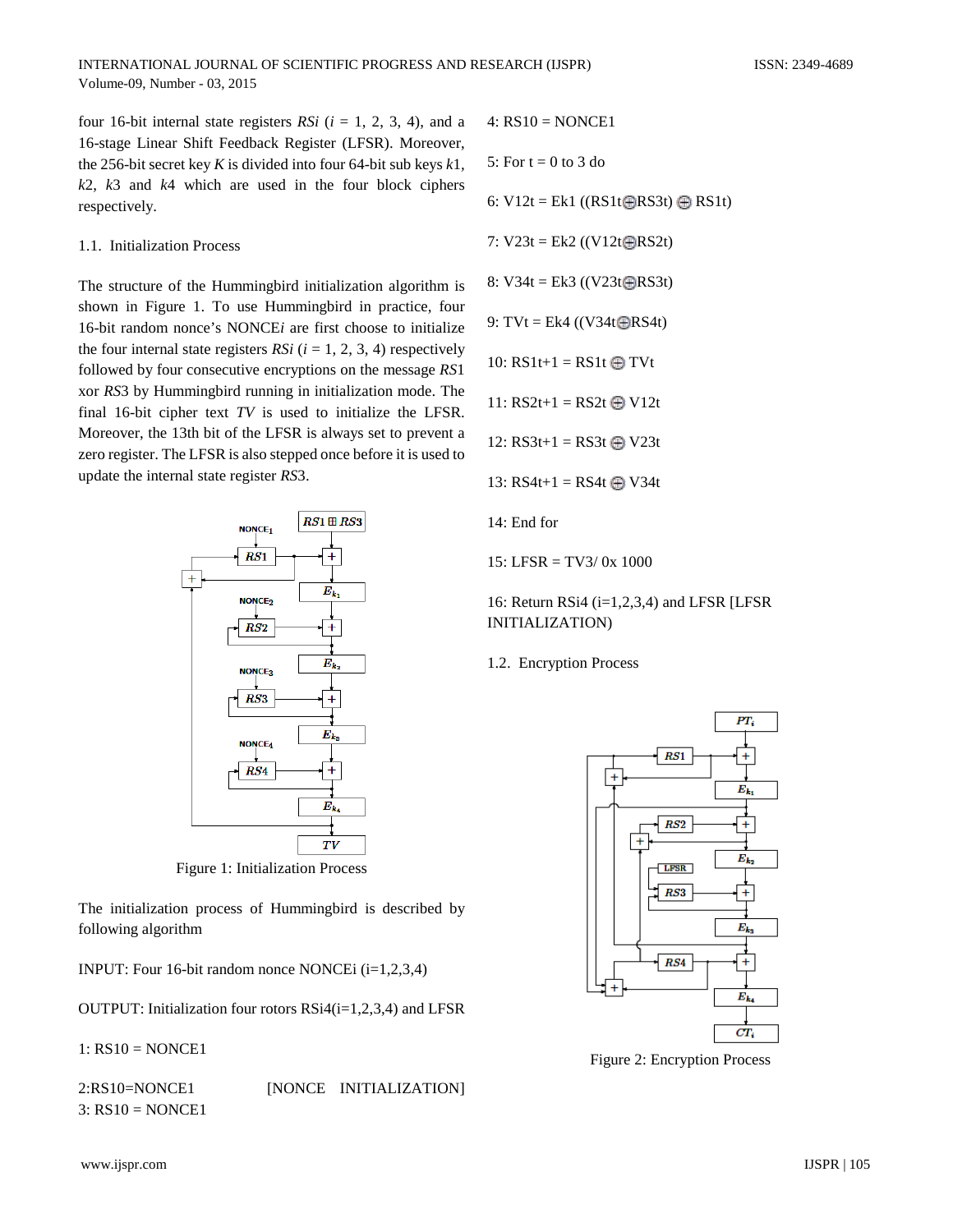four 16-bit internal state registers *RSi* (*i* = 1, 2, 3, 4), and a 16-stage Linear Shift Feedback Register (LFSR). Moreover, the 256-bit secret key *K* is divided into four 64-bit sub keys *k*1, *k*2, *k*3 and *k*4 which are used in the four block ciphers respectively.

### 1.1. Initialization Process

The structure of the Hummingbird initialization algorithm is shown in Figure 1. To use Hummingbird in practice, four 16-bit random nonce's NONCE*i* are first choose to initialize the four internal state registers *RSi* (*i* = 1, 2, 3, 4) respectively followed by four consecutive encryptions on the message *RS*1 xor *RS*3 by Hummingbird running in initialization mode. The final 16-bit cipher text *TV* is used to initialize the LFSR. Moreover, the 13th bit of the LFSR is always set to prevent a zero register. The LFSR is also stepped once before it is used to update the internal state register *RS*3.

Figure 1: Initialization Process

The initialization process of Hummingbird is described by following algorithm

INPUT: Four 16-bit random nonce NONCEi (i=1,2,3,4)

OUTPUT: Initialization four rotors RSi4(i=1,2,3,4) and LFSR

1: RS10 = NONCE1

2:RS10=NONCE1 [NONCE INITIALIZATION]

3: RS10 = NONCE1

4: RS10 = NONCE1

5: For t = 0 to 3 do

6: V12t = Ek1 ((RS1t⊕RS3t) ⊕ RS1t)

7: V23t = Ek2 ((V12t⊕RS2t)

8: V34t = Ek3 ((V23t⊕RS3t)

9: TVt = Ek4 ((V34t⊕RS4t)

10: RS1t+1 = RS1t ⊕ TVt

11: RS2t+1 = RS2t ⊕ V12t

12: RS3t+1 = RS3t ⊕ V23t

13: RS4t+1 = RS4t ⊕ V34t

14: End for

15: LFSR = TV3/ 0x 1000

16: Return RSi4 (i=1,2,3,4) and LFSR [LFSR INITIALIZATION)

### 1.2. Encryption Process

Figure 2: Encryption Process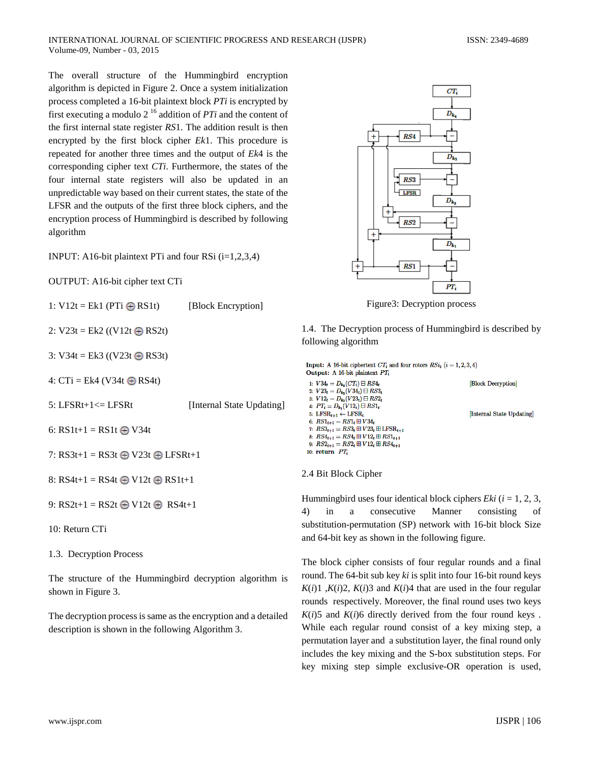The overall structure of the Hummingbird encryption algorithm is depicted in Figure 2. Once a system initialization process completed a 16-bit plaintext block *PTi* is encrypted by first executing a modulo $2^{16}$ addition of *PTi* and the content of the first internal state register *RS*1. The addition result is then encrypted by the first block cipher *Ek*1. This procedure is repeated for another three times and the output of *Ek*4 is the corresponding cipher text *CTi*. Furthermore, the states of the four internal state registers will also be updated in an unpredictable way based on their current states, the state of the LFSR and the outputs of the first three block ciphers, and the encryption process of Hummingbird is described by following algorithm

INPUT: A16-bit plaintext PTi and four RSi (i=1,2,3,4)

OUTPUT: A16-bit cipher text CTi

1: V12t = Ek1 (PTi ⊕ RS1t) [Block Encryption]

2: V23t = Ek2 ((V12t ⊕ RS2t)

3: V34t = Ek3 ((V23t ⊕ RS3t)

4: CTi = Ek4 (V34t ⊕ RS4t)

5: LFSRt+1<= LFSRt [Internal State Updating]

6: RS1t+1 = RS1t ⊕ V34t

7: RS3t+1 = RS3t ⊕ V23t ⊕ LFSRt+1

8: RS4t+1 = RS4t ⊕ V12t ⊕ RS1t+1

9: RS2t+1 = RS2t ⊕ V12t ⊕ RS4t+1

10: Return CTi

1.3. Decryption Process

The structure of the Hummingbird decryption algorithm is shown in Figure 3.

The decryption process is same as the encryption and a detailed description is shown in the following Algorithm 3.

Figure3: Decryption process

1.4. The Decryption process of Hummingbird is described by following algorithm

**Input:** A 16-bit ciphertext $CT_i$ and four rotors $RS_i$ $(i = 1, 2, 3, 4)$
**Output:** A 16-bit plaintext $PT_i$

1: $V34_t = D_{k_4}(CT_i) \boxminus RS4_t$ [Block Decryption]
2: $V23_t = D_{k_3}(V34_t) \boxminus RS3_t$
3: $V12_t = D_{k_2}(V23_t) \boxminus RS2_t$
4: $PT_i = D_{k_1}(V12_t) \boxminus RS1_t$
5: $\text{LFSR}_{t+1} \leftarrow \text{LFSR}_t$ [Internal State Updating]
6: $RS1_{t+1} = RS1_t \boxplus V34_t$
7: $RS3_{t+1} = RS3_t \boxplus V23_t \boxplus \text{LFSR}_{t+1}$
8: $RS4_{t+1} = RS4_t \boxplus V12_t \boxplus RS1_{t+1}$
9: $RS2_{t+1} = RS2_t \boxplus V12_t \boxplus RS4_{t+1}$
10: **return** $PT_i$

2.4 Bit Block Cipher

Hummingbird uses four identical block ciphers *Eki* (*i* = 1, 2, 3, 4) in a consecutive Manner consisting of substitution-permutation (SP) network with 16-bit block Size and 64-bit key as shown in the following figure.

The block cipher consists of four regular rounds and a final round. The 64-bit sub key *ki* is split into four 16-bit round keys *K*(*i*)1 ,*K*(*i*)2, *K*(*i*)3 and *K*(*i*)4 that are used in the four regular rounds respectively. Moreover, the final round uses two keys *K*(*i*)5 and *K*(*i*)6 directly derived from the four round keys . While each regular round consist of a key mixing step, a permutation layer and a substitution layer, the final round only includes the key mixing and the S-box substitution steps. For key mixing step simple exclusive-OR operation is used,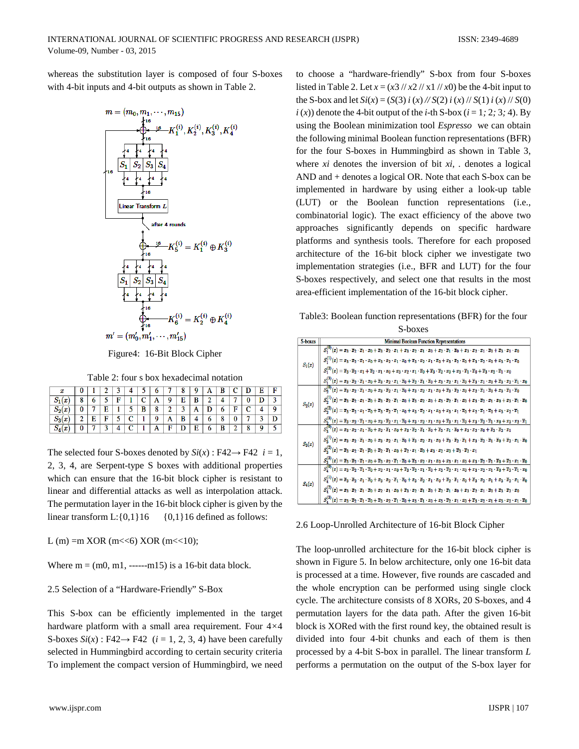whereas the substitution layer is composed of four S-boxes with 4-bit inputs and 4-bit outputs as shown in Table 2.

Figure4: 16-Bit Block Cipher

Table 2: four s box hexadecimal notation

| $x$ | 0 | 1 | 2 | 3 | 4 | 5 | 6 | 7 | 8 | 9 | A | B | C | D | E | F |
|---|---|---|---|---|---|---|---|---|---|---|---|---|---|---|---|---|
| $S_1(x)$ | 8 | 6 | 5 | F | 1 | C | A | 9 | E | B | 2 | 4 | 7 | 0 | D | 3 |
| $S_2(x)$ | 0 | 7 | E | 1 | 5 | B | 8 | 2 | 3 | A | D | 6 | F | C | 4 | 9 |
| $S_3(x)$ | 2 | E | F | 5 | C | 1 | 9 | A | B | 4 | 6 | 8 | 0 | 7 | 3 | D |
| $S_4(x)$ | 0 | 7 | 3 | 4 | C | 1 | A | F | D | E | 6 | B | 2 | 8 | 9 | 5 |

The selected four S-boxes denoted by $Si(x)$ : F42→ F42 $i$ = 1, 2, 3, 4, are Serpent-type S boxes with additional properties which can ensure that the 16-bit block cipher is resistant to linear and differential attacks as well as interpolation attack. The permutation layer in the 16-bit block cipher is given by the linear transform L:{0,1}16 {0,1}16 defined as follows:

L (m) =m XOR (m<<6) XOR (m<<10);

Where m = (m0, m1, ------m15) is a 16-bit data block.

## 2.5 Selection of a "Hardware-Friendly" S-Box

This S-box can be efficiently implemented in the target hardware platform with a small area requirement. Four 4×4 S-boxes $Si(x)$ : F42→ F42 ($i$ = 1, 2, 3, 4) have been carefully selected in Hummingbird according to certain security criteria To implement the compact version of Hummingbird, we need to choose a "hardware-friendly" S-box from four S-boxes listed in Table 2. Let $x$ = ($x$3 // $x$2 // x1 // $x$0) be the 4-bit input to the S-box and let $Si(x)$ = ($S$(3) $i$ ($x$) // $S$(2) $i$ ($x$) // $S$(1) $i$ ($x$) // $S$(0) $i$ ($x$)) denote the 4-bit output of the $i$-th S-box ($i$ = 1; 2; 3; 4). By using the Boolean minimization tool *Espresso* we can obtain the following minimal Boolean function representations (BFR) for the four S-boxes in Hummingbird as shown in Table 3, where $xi$ denotes the inversion of bit $xi$, . denotes a logical AND and + denotes a logical OR. Note that each S-box can be implemented in hardware by using either a look-up table (LUT) or the Boolean function representations (i.e., combinatorial logic). The exact efficiency of the above two approaches significantly depends on specific hardware platforms and synthesis tools. Therefore for each proposed architecture of the 16-bit block cipher we investigate two implementation strategies (i.e., BFR and LUT) for the four S-boxes respectively, and select one that results in the most area-efficient implementation of the 16-bit block cipher.

Table3: Boolean function representations (BFR) for the four S-boxes

| S-boxes | Minimal Boolean Function Representations |
|---|---|
| $S_1(x)$ | $S_1^{(0)}(x) = x_3\cdot x_2\cdot \bar{x}_1\cdot x_0 + \bar{x}_3\cdot \bar{x}_2\cdot x_1 + x_3\cdot \bar{x}_2\cdot \bar{x}_1\cdot x_0 + x_2\cdot \bar{x}_1\cdot \bar{x}_0 + x_3\cdot x_2\cdot x_1\cdot \bar{x}_0 + \bar{x}_3\cdot \bar{x}_1\cdot x_0$ |
| | $S_1^{(1)}(x) = x_3\cdot x_2\cdot \bar{x}_1\cdot x_0 + x_3\cdot x_2\cdot x_1\cdot x_0 + \bar{x}_3\cdot x_2\cdot \bar{x}_1\cdot \bar{x}_0 + x_3\cdot \bar{x}_2\cdot x_0 + \bar{x}_3\cdot \bar{x}_2\cdot x_0 + \bar{x}_3\cdot \bar{x}_1\cdot \bar{x}_0$ |
| | $S_1^{(2)}(x) = \bar{x}_3\cdot \bar{x}_2\cdot x_1 + \bar{x}_2\cdot x_1\cdot x_0 + x_3\cdot x_2\cdot x_1\cdot \bar{x}_0 + \bar{x}_3\cdot \bar{x}_2\cdot x_0 + x_3\cdot \bar{x}_1\cdot \bar{x}_0 + \bar{x}_3\cdot x_2\cdot \bar{x}_1\cdot x_0$ |
| | $S_1^{(3)}(x) = x_3\cdot \bar{x}_2\cdot \bar{x}_1\cdot x_0 + x_3\cdot x_2\cdot \bar{x}_1\cdot \bar{x}_0 + \bar{x}_2\cdot \bar{x}_1\cdot \bar{x}_0 + x_3\cdot x_2\cdot x_1\cdot \bar{x}_0 + \bar{x}_3\cdot \bar{x}_1\cdot x_0 + \bar{x}_3\cdot \bar{x}_2\cdot x_0 + \bar{x}_3\cdot x_2\cdot \bar{x}_1\cdot x_0$ |
| $S_2(x)$ | $S_2^{(0)}(x) = x_3\cdot x_2\cdot \bar{x}_1\cdot x_0 + x_3\cdot \bar{x}_2\cdot x_1\cdot \bar{x}_0 + x_3\cdot x_2\cdot x_1\cdot x_0 + \bar{x}_3\cdot \bar{x}_2\cdot x_0 + x_2\cdot \bar{x}_1\cdot \bar{x}_0 + x_3\cdot \bar{x}_1\cdot x_0$ |
| | $S_2^{(1)}(x) = x_3\cdot x_2\cdot x_1\cdot x_0 + x_3\cdot \bar{x}_2\cdot \bar{x}_1\cdot x_0 + \bar{x}_3\cdot x_2\cdot x_0 + x_3\cdot \bar{x}_2\cdot \bar{x}_1\cdot x_0 + x_3\cdot \bar{x}_2\cdot x_1\cdot x_0 + x_3\cdot \bar{x}_1\cdot \bar{x}_0$ |
| | $S_2^{(2)}(x) = \bar{x}_3\cdot x_2\cdot x_1\cdot \bar{x}_0 + \bar{x}_3\cdot x_2\cdot \bar{x}_1\cdot x_0 + x_3\cdot \bar{x}_2\cdot x_1\cdot x_0 + x_3\cdot x_1\cdot \bar{x}_0 + x_3\cdot \bar{x}_2\cdot \bar{x}_1\cdot \bar{x}_0 + x_3\cdot x_2\cdot \bar{x}_1$ |
| | $S_2^{(3)}(x) = \bar{x}_3\cdot x_2\cdot \bar{x}_1\cdot x_0 + x_3\cdot x_2\cdot \bar{x}_1\cdot \bar{x}_0 + \bar{x}_3\cdot x_2\cdot x_1\cdot x_0 + \bar{x}_3\cdot x_1\cdot \bar{x}_0 + x_3\cdot \bar{x}_2\cdot \bar{x}_1\cdot x_0 + x_3\cdot x_2\cdot \bar{x}_1$ |
| $S_3(x)$ | $S_3^{(0)}(x) = x_3\cdot x_2\cdot x_1\cdot \bar{x}_0 + x_3\cdot \bar{x}_1\cdot x_0 + x_3\cdot \bar{x}_2\cdot \bar{x}_1\cdot \bar{x}_0 + \bar{x}_3\cdot x_1\cdot \bar{x}_0 + x_3\cdot \bar{x}_2\cdot x_0 + \bar{x}_3\cdot \bar{x}_2\cdot x_1$ |
| | $S_3^{(1)}(x) = x_3\cdot x_2\cdot \bar{x}_1\cdot x_0 + x_3\cdot x_2\cdot x_1\cdot \bar{x}_0 + x_3\cdot \bar{x}_2\cdot \bar{x}_1\cdot x_0 + \bar{x}_3\cdot x_2\cdot \bar{x}_1 + x_3\cdot \bar{x}_2\cdot \bar{x}_1\cdot \bar{x}_0 + \bar{x}_2\cdot x_1\cdot \bar{x}_0$ |
| | $S_3^{(2)}(x) = \bar{x}_3\cdot x_2\cdot \bar{x}_1\cdot x_0 + \bar{x}_2\cdot \bar{x}_1\cdot x_0 + x_2\cdot \bar{x}_1\cdot \bar{x}_0 + x_3\cdot x_2\cdot x_0 + \bar{x}_3\cdot \bar{x}_2\cdot x_1$ |
| | $S_3^{(3)}(x) = x_3\cdot \bar{x}_2\cdot \bar{x}_1\cdot x_0 + x_3\cdot x_2\cdot \bar{x}_1\cdot \bar{x}_0 + \bar{x}_3\cdot x_2\cdot x_1\cdot x_0 + x_3\cdot x_1\cdot x_0 + x_3\cdot \bar{x}_2\cdot \bar{x}_1\cdot \bar{x}_0 + \bar{x}_3\cdot x_1\cdot \bar{x}_0$ |
| $S_4(x)$ | $S_4^{(0)}(x) = x_3\cdot \bar{x}_2\cdot \bar{x}_1\cdot \bar{x}_0 + x_2\cdot x_1\cdot x_0 + \bar{x}_3\cdot \bar{x}_2\cdot x_1\cdot \bar{x}_0 + x_3\cdot \bar{x}_2\cdot x_1\cdot x_0 + x_3\cdot x_2\cdot x_1\cdot \bar{x}_0 + \bar{x}_3\cdot \bar{x}_1\cdot x_0$ |
| | $S_4^{(1)}(x) = \bar{x}_3\cdot \bar{x}_2\cdot \bar{x}_1\cdot x_0 + x_3\cdot x_2\cdot \bar{x}_1\cdot \bar{x}_0 + x_3\cdot \bar{x}_2\cdot x_1\cdot x_0 + \bar{x}_2\cdot \bar{x}_1\cdot x_0 + \bar{x}_3\cdot x_2\cdot x_1 + x_3\cdot \bar{x}_2\cdot \bar{x}_1\cdot \bar{x}_0$ |
| | $S_4^{(2)}(x) = x_3\cdot x_2\cdot \bar{x}_1\cdot x_0 + x_2\cdot x_1\cdot x_0 + \bar{x}_3\cdot x_2\cdot \bar{x}_1\cdot x_0 + x_2\cdot \bar{x}_1\cdot \bar{x}_0 + x_3\cdot x_2\cdot \bar{x}_1\cdot \bar{x}_0 + x_3\cdot \bar{x}_2\cdot x_0$ |
| | $S_4^{(3)}(x) = x_3\cdot \bar{x}_2\cdot \bar{x}_1\cdot \bar{x}_0 + \bar{x}_3\cdot x_2\cdot \bar{x}_1\cdot \bar{x}_0 + x_3\cdot \bar{x}_1\cdot x_0 + x_3\cdot \bar{x}_2\cdot x_1\cdot x_0 + \bar{x}_3\cdot x_2\cdot x_1 + x_3\cdot x_2\cdot x_1\cdot \bar{x}_0$ |

## 2.6 Loop-Unrolled Architecture of 16-bit Block Cipher

The loop-unrolled architecture for the 16-bit block cipher is shown in Figure 5. In below architecture, only one 16-bit data is processed at a time. However, five rounds are cascaded and the whole encryption can be performed using single clock cycle. The architecture consists of 8 XORs, 20 S-boxes, and 4 permutation layers for the data path. After the given 16-bit block is XORed with the first round key, the obtained result is divided into four 4-bit chunks and each of them is then processed by a 4-bit S-box in parallel. The linear transform $L$ performs a permutation on the output of the S-box layer for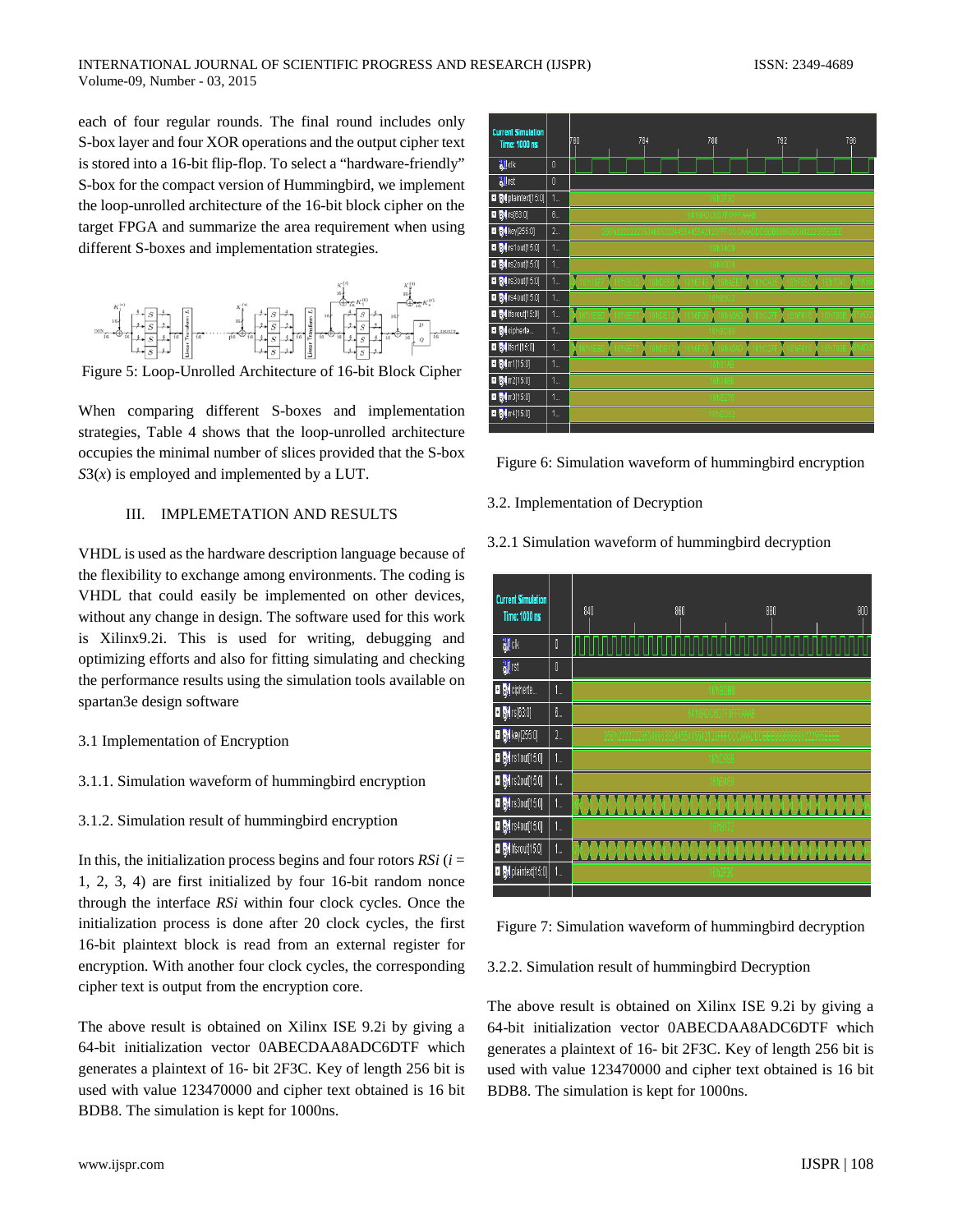each of four regular rounds. The final round includes only S-box layer and four XOR operations and the output cipher text is stored into a 16-bit flip-flop. To select a "hardware-friendly" S-box for the compact version of Hummingbird, we implement the loop-unrolled architecture of the 16-bit block cipher on the target FPGA and summarize the area requirement when using different S-boxes and implementation strategies.

Figure 5: Loop-Unrolled Architecture of 16-bit Block Cipher

When comparing different S-boxes and implementation strategies, Table 4 shows that the loop-unrolled architecture occupies the minimal number of slices provided that the S-box $S3(x)$ is employed and implemented by a LUT.

## III. IMPLEMETATION AND RESULTS

VHDL is used as the hardware description language because of the flexibility to exchange among environments. The coding is VHDL that could easily be implemented on other devices, without any change in design. The software used for this work is Xilinx9.2i. This is used for writing, debugging and optimizing efforts and also for fitting simulating and checking the performance results using the simulation tools available on spartan3e design software

### 3.1 Implementation of Encryption

#### 3.1.1. Simulation waveform of hummingbird encryption

#### 3.1.2. Simulation result of hummingbird encryption

In this, the initialization process begins and four rotors $RSi$ ($i$ = 1, 2, 3, 4) are first initialized by four 16-bit random nonce through the interface $RSi$ within four clock cycles. Once the initialization process is done after 20 clock cycles, the first 16-bit plaintext block is read from an external register for encryption. With another four clock cycles, the corresponding cipher text is output from the encryption core.

The above result is obtained on Xilinx ISE 9.2i by giving a 64-bit initialization vector 0ABECDAA8ADC6DTF which generates a plaintext of 16- bit 2F3C. Key of length 256 bit is used with value 123470000 and cipher text obtained is 16 bit BDB8. The simulation is kept for 1000ns.

Figure 6: Simulation waveform of hummingbird encryption

### 3.2. Implementation of Decryption

#### 3.2.1 Simulation waveform of hummingbird decryption

Figure 7: Simulation waveform of hummingbird decryption

#### 3.2.2. Simulation result of hummingbird Decryption

The above result is obtained on Xilinx ISE 9.2i by giving a 64-bit initialization vector 0ABECDAA8ADC6DTF which generates a plaintext of 16- bit 2F3C. Key of length 256 bit is used with value 123470000 and cipher text obtained is 16 bit BDB8. The simulation is kept for 1000ns.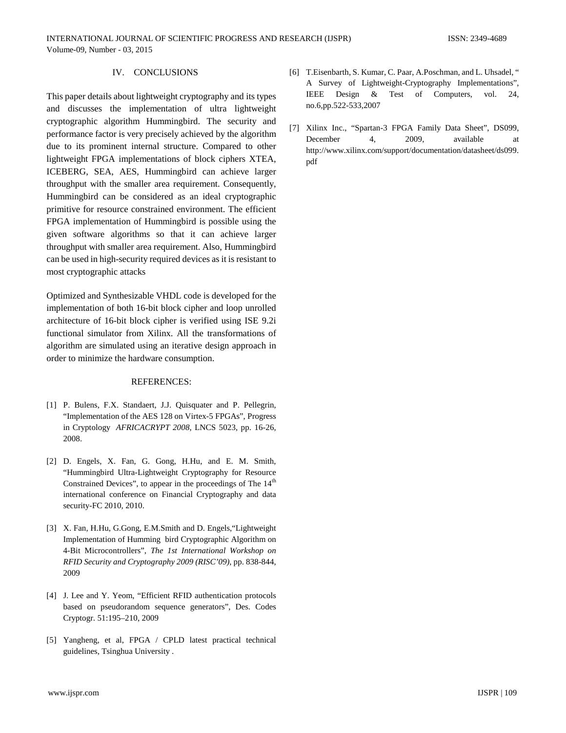## IV. CONCLUSIONS

This paper details about lightweight cryptography and its types and discusses the implementation of ultra lightweight cryptographic algorithm Hummingbird. The security and performance factor is very precisely achieved by the algorithm due to its prominent internal structure. Compared to other lightweight FPGA implementations of block ciphers XTEA, ICEBERG, SEA, AES, Hummingbird can achieve larger throughput with the smaller area requirement. Consequently, Hummingbird can be considered as an ideal cryptographic primitive for resource constrained environment. The efficient FPGA implementation of Hummingbird is possible using the given software algorithms so that it can achieve larger throughput with smaller area requirement. Also, Hummingbird can be used in high-security required devices as it is resistant to most cryptographic attacks

Optimized and Synthesizable VHDL code is developed for the implementation of both 16-bit block cipher and loop unrolled architecture of 16-bit block cipher is verified using ISE 9.2i functional simulator from Xilinx. All the transformations of algorithm are simulated using an iterative design approach in order to minimize the hardware consumption.

## REFERENCES:

[1] P. Bulens, F.X. Standaert, J.J. Quisquater and P. Pellegrin, "Implementation of the AES 128 on Virtex-5 FPGAs", Progress in Cryptology *AFRICACRYPT 2008*, LNCS 5023, pp. 16-26, 2008.

[2] D. Engels, X. Fan, G. Gong, H.Hu, and E. M. Smith, "Hummingbird Ultra-Lightweight Cryptography for Resource Constrained Devices", to appear in the proceedings of The 14th international conference on Financial Cryptography and data security-FC 2010, 2010.

[3] X. Fan, H.Hu, G.Gong, E.M.Smith and D. Engels,"Lightweight Implementation of Humming bird Cryptographic Algorithm on 4-Bit Microcontrollers", *The 1st International Workshop on RFID Security and Cryptography 2009 (RISC'09)*, pp. 838-844, 2009

[4] J. Lee and Y. Yeom, "Efficient RFID authentication protocols based on pseudorandom sequence generators", Des. Codes Cryptogr. 51:195–210, 2009

[5] Yangheng, et al, FPGA / CPLD latest practical technical guidelines, Tsinghua University .

[6] T.Eisenbarth, S. Kumar, C. Paar, A.Poschman, and L. Uhsadel, " A Survey of Lightweight-Cryptography Implementations", IEEE Design & Test of Computers, vol. 24, no.6,pp.522-533,2007

[7] Xilinx Inc., "Spartan-3 FPGA Family Data Sheet", DS099, December 4, 2009, available at http://www.xilinx.com/support/documentation/datasheet/ds099.pdf